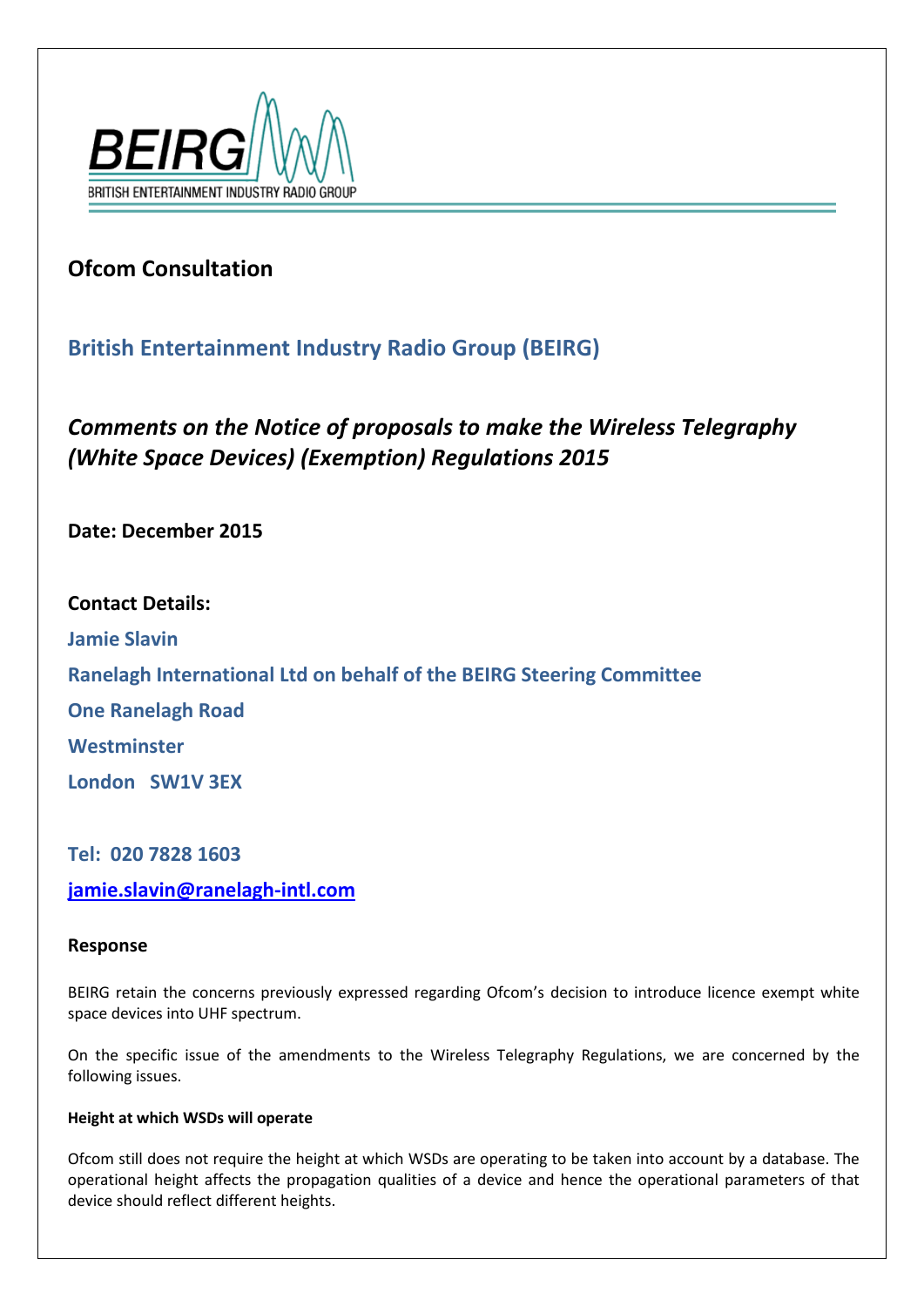BEIRG

BRITISH ENTERTAINMENT INDUSTRY RADIO GROUP

## Ofcom Consultation

## British Entertainment Industry Radio Group (BEIRG)

## *Comments on the Notice of proposals to make the Wireless Telegraphy (White Space Devices) (Exemption) Regulations 2015*

**Date: December 2015**

**Contact Details:**

**Jamie Slavin**

**Ranelagh International Ltd on behalf of the BEIRG Steering Committee**

**One Ranelagh Road**

**Westminster**

**London SW1V 3EX**

**Tel: 020 7828 1603**

**jamie.slavin@ranelagh-intl.com**

### Response

BEIRG retain the concerns previously expressed regarding Ofcom's decision to introduce licence exempt white space devices into UHF spectrum.

On the specific issue of the amendments to the Wireless Telegraphy Regulations, we are concerned by the following issues.

#### Height at which WSDs will operate

Ofcom still does not require the height at which WSDs are operating to be taken into account by a database. The operational height affects the propagation qualities of a device and hence the operational parameters of that device should reflect different heights.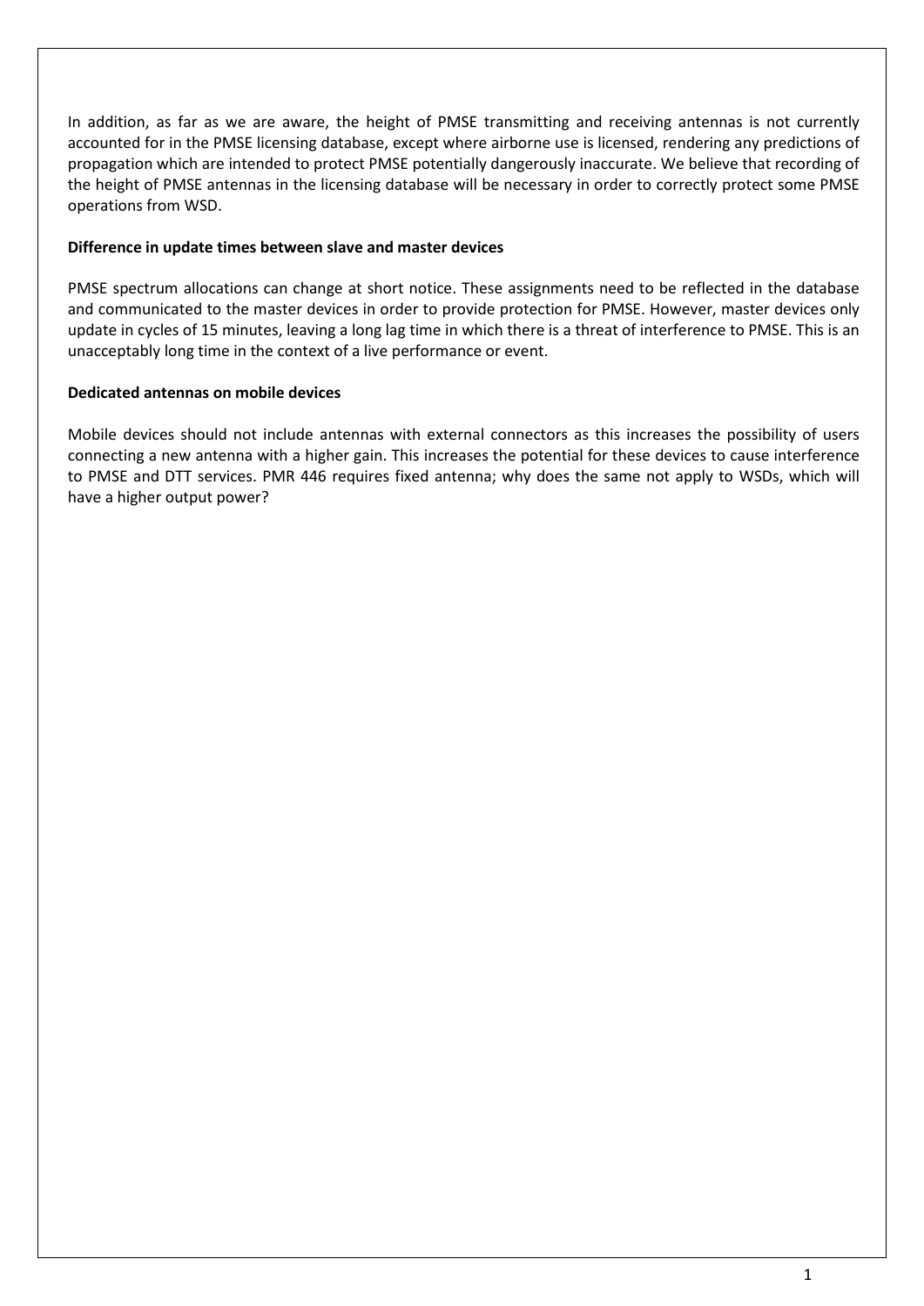In addition, as far as we are aware, the height of PMSE transmitting and receiving antennas is not currently accounted for in the PMSE licensing database, except where airborne use is licensed, rendering any predictions of propagation which are intended to protect PMSE potentially dangerously inaccurate. We believe that recording of the height of PMSE antennas in the licensing database will be necessary in order to correctly protect some PMSE operations from WSD.

**Difference in update times between slave and master devices**

PMSE spectrum allocations can change at short notice. These assignments need to be reflected in the database and communicated to the master devices in order to provide protection for PMSE. However, master devices only update in cycles of 15 minutes, leaving a long lag time in which there is a threat of interference to PMSE. This is an unacceptably long time in the context of a live performance or event.

**Dedicated antennas on mobile devices**

Mobile devices should not include antennas with external connectors as this increases the possibility of users connecting a new antenna with a higher gain. This increases the potential for these devices to cause interference to PMSE and DTT services. PMR 446 requires fixed antenna; why does the same not apply to WSDs, which will have a higher output power?